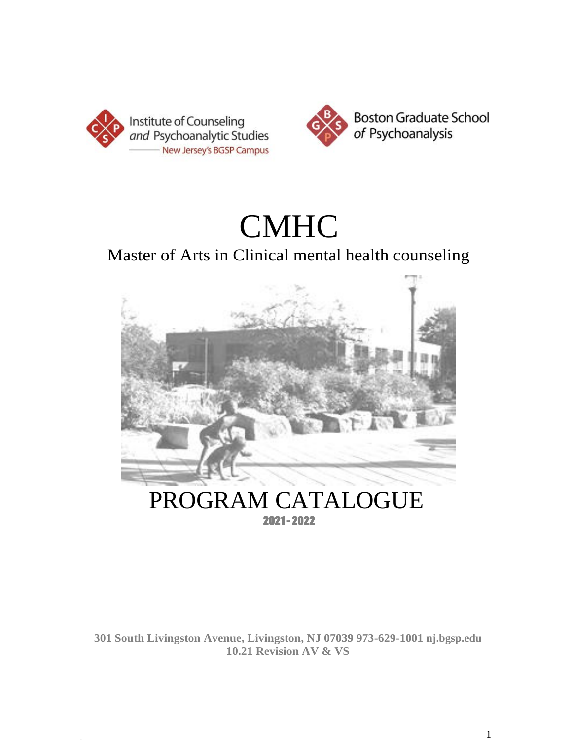Institute of Counseling and Psychoanalytic Studies
New Jersey's BGSP Campus

Boston Graduate School of Psychoanalysis

# CMHC

## Master of Arts in Clinical mental health counseling

# PROGRAM CATALOGUE

**2021 - 2022**

**301 South Livingston Avenue, Livingston, NJ 07039 973-629-1001 nj.bgsp.edu**
**10.21 Revision AV & VS**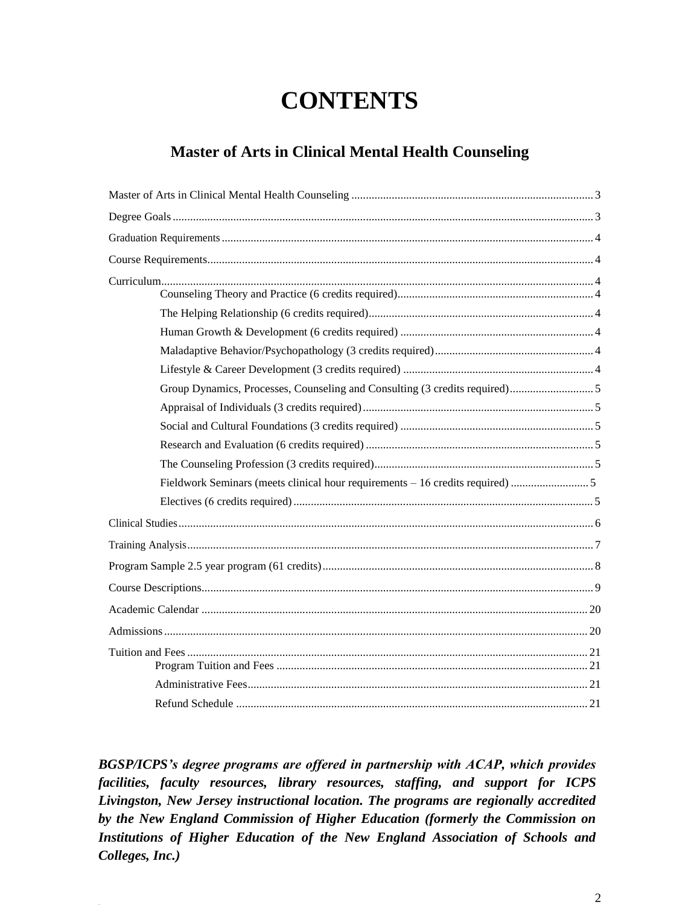# CONTENTS

## Master of Arts in Clinical Mental Health Counseling

Master of Arts in Clinical Mental Health Counseling ... 3

Degree Goals ... 3

Graduation Requirements ... 4

Course Requirements ... 4

Curriculum ... 4

- Counseling Theory and Practice (6 credits required) ... 4
- The Helping Relationship (6 credits required) ... 4
- Human Growth & Development (6 credits required) ... 4
- Maladaptive Behavior/Psychopathology (3 credits required) ... 4
- Lifestyle & Career Development (3 credits required) ... 4
- Group Dynamics, Processes, Counseling and Consulting (3 credits required) ... 5
- Appraisal of Individuals (3 credits required) ... 5
- Social and Cultural Foundations (3 credits required) ... 5
- Research and Evaluation (6 credits required) ... 5
- The Counseling Profession (3 credits required) ... 5
- Fieldwork Seminars (meets clinical hour requirements – 16 credits required) ... 5
- Electives (6 credits required) ... 5

Clinical Studies ... 6

Training Analysis ... 7

Program Sample 2.5 year program (61 credits) ... 8

Course Descriptions ... 9

Academic Calendar ... 20

Admissions ... 20

Tuition and Fees ... 21

- Program Tuition and Fees ... 21
- Administrative Fees ... 21
- Refund Schedule ... 21

***BGSP/ICPS's degree programs are offered in partnership with ACAP, which provides facilities, faculty resources, library resources, staffing, and support for ICPS Livingston, New Jersey instructional location. The programs are regionally accredited by the New England Commission of Higher Education (formerly the Commission on Institutions of Higher Education of the New England Association of Schools and Colleges, Inc.)***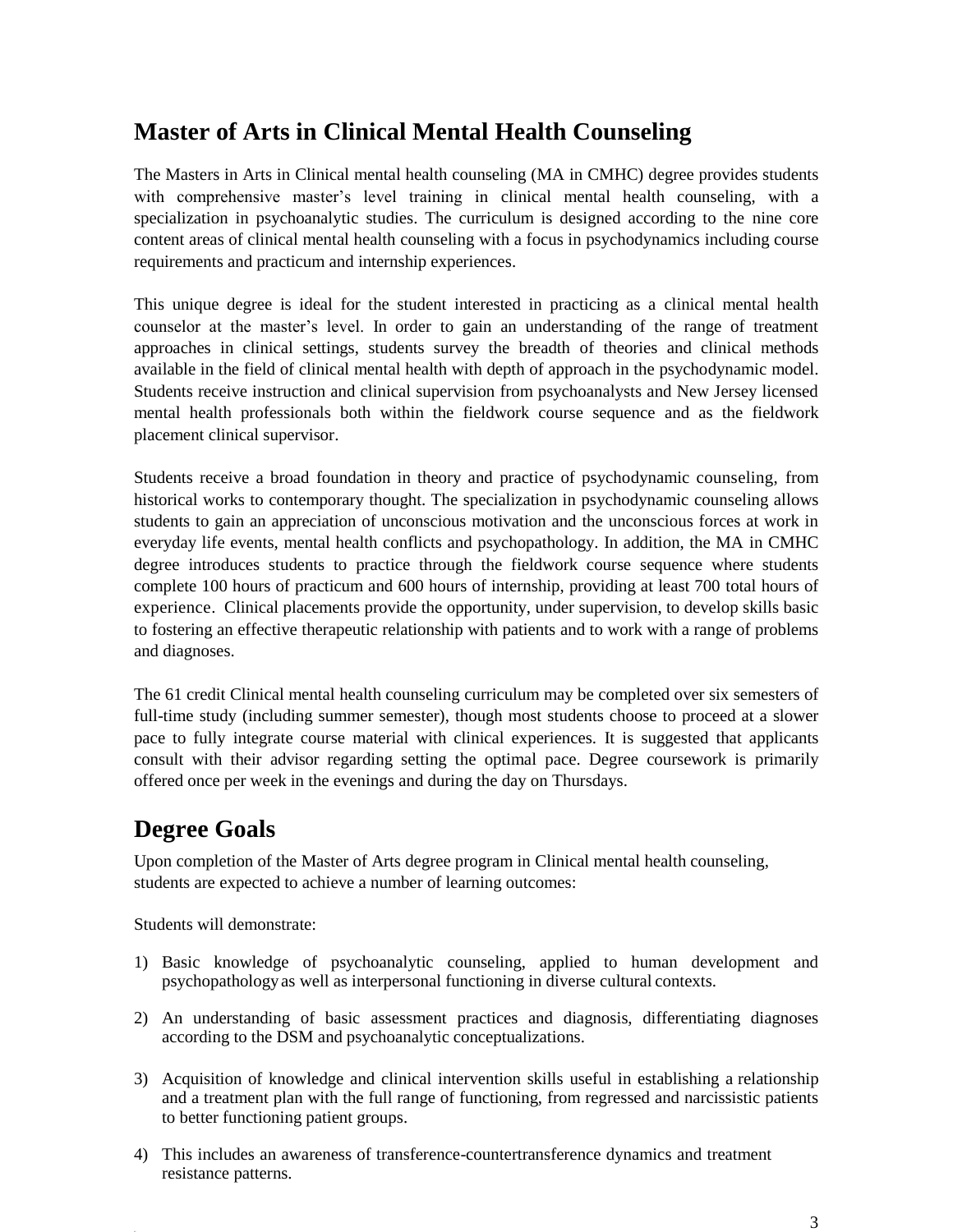## Master of Arts in Clinical Mental Health Counseling

The Masters in Arts in Clinical mental health counseling (MA in CMHC) degree provides students with comprehensive master's level training in clinical mental health counseling, with a specialization in psychoanalytic studies. The curriculum is designed according to the nine core content areas of clinical mental health counseling with a focus in psychodynamics including course requirements and practicum and internship experiences.

This unique degree is ideal for the student interested in practicing as a clinical mental health counselor at the master's level. In order to gain an understanding of the range of treatment approaches in clinical settings, students survey the breadth of theories and clinical methods available in the field of clinical mental health with depth of approach in the psychodynamic model. Students receive instruction and clinical supervision from psychoanalysts and New Jersey licensed mental health professionals both within the fieldwork course sequence and as the fieldwork placement clinical supervisor.

Students receive a broad foundation in theory and practice of psychodynamic counseling, from historical works to contemporary thought. The specialization in psychodynamic counseling allows students to gain an appreciation of unconscious motivation and the unconscious forces at work in everyday life events, mental health conflicts and psychopathology. In addition, the MA in CMHC degree introduces students to practice through the fieldwork course sequence where students complete 100 hours of practicum and 600 hours of internship, providing at least 700 total hours of experience. Clinical placements provide the opportunity, under supervision, to develop skills basic to fostering an effective therapeutic relationship with patients and to work with a range of problems and diagnoses.

The 61 credit Clinical mental health counseling curriculum may be completed over six semesters of full-time study (including summer semester), though most students choose to proceed at a slower pace to fully integrate course material with clinical experiences. It is suggested that applicants consult with their advisor regarding setting the optimal pace. Degree coursework is primarily offered once per week in the evenings and during the day on Thursdays.

## Degree Goals

Upon completion of the Master of Arts degree program in Clinical mental health counseling, students are expected to achieve a number of learning outcomes:

Students will demonstrate:

1) Basic knowledge of psychoanalytic counseling, applied to human development and psychopathology as well as interpersonal functioning in diverse cultural contexts.

2) An understanding of basic assessment practices and diagnosis, differentiating diagnoses according to the DSM and psychoanalytic conceptualizations.

3) Acquisition of knowledge and clinical intervention skills useful in establishing a relationship and a treatment plan with the full range of functioning, from regressed and narcissistic patients to better functioning patient groups.

4) This includes an awareness of transference-countertransference dynamics and treatment resistance patterns.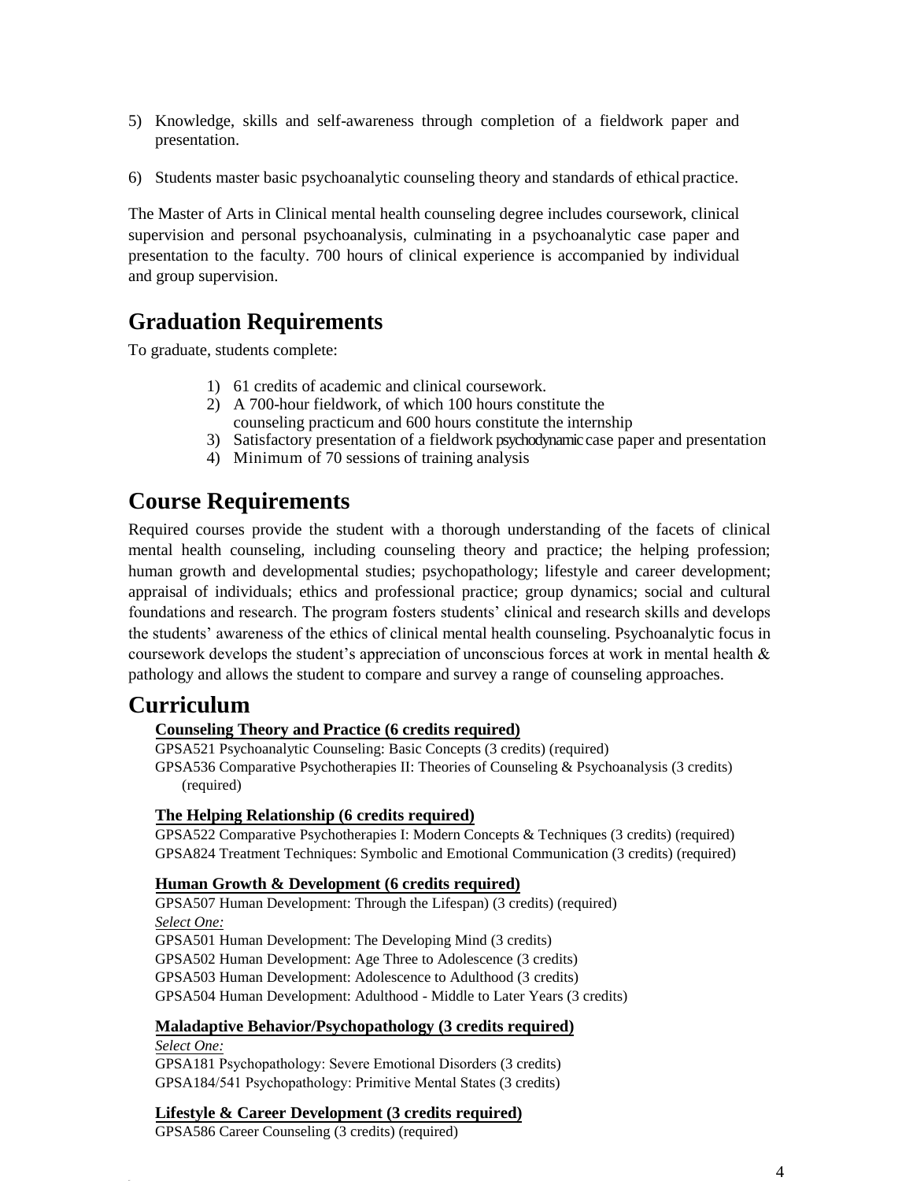5) Knowledge, skills and self-awareness through completion of a fieldwork paper and presentation.

6) Students master basic psychoanalytic counseling theory and standards of ethical practice.

The Master of Arts in Clinical mental health counseling degree includes coursework, clinical supervision and personal psychoanalysis, culminating in a psychoanalytic case paper and presentation to the faculty. 700 hours of clinical experience is accompanied by individual and group supervision.

## Graduation Requirements

To graduate, students complete:

1) 61 credits of academic and clinical coursework.
2) A 700-hour fieldwork, of which 100 hours constitute the counseling practicum and 600 hours constitute the internship
3) Satisfactory presentation of a fieldwork psychodynamic case paper and presentation
4) Minimum of 70 sessions of training analysis

## Course Requirements

Required courses provide the student with a thorough understanding of the facets of clinical mental health counseling, including counseling theory and practice; the helping profession; human growth and developmental studies; psychopathology; lifestyle and career development; appraisal of individuals; ethics and professional practice; group dynamics; social and cultural foundations and research. The program fosters students' clinical and research skills and develops the students' awareness of the ethics of clinical mental health counseling. Psychoanalytic focus in coursework develops the student's appreciation of unconscious forces at work in mental health & pathology and allows the student to compare and survey a range of counseling approaches.

## Curriculum

**Counseling Theory and Practice (6 credits required)**

GPSA521 Psychoanalytic Counseling: Basic Concepts (3 credits) (required)
GPSA536 Comparative Psychotherapies II: Theories of Counseling & Psychoanalysis (3 credits) (required)

**The Helping Relationship (6 credits required)**

GPSA522 Comparative Psychotherapies I: Modern Concepts & Techniques (3 credits) (required)
GPSA824 Treatment Techniques: Symbolic and Emotional Communication (3 credits) (required)

**Human Growth & Development (6 credits required)**

GPSA507 Human Development: Through the Lifespan) (3 credits) (required)
*Select One:*
GPSA501 Human Development: The Developing Mind (3 credits)
GPSA502 Human Development: Age Three to Adolescence (3 credits)
GPSA503 Human Development: Adolescence to Adulthood (3 credits)
GPSA504 Human Development: Adulthood - Middle to Later Years (3 credits)

**Maladaptive Behavior/Psychopathology (3 credits required)**

*Select One:*
GPSA181 Psychopathology: Severe Emotional Disorders (3 credits)
GPSA184/541 Psychopathology: Primitive Mental States (3 credits)

**Lifestyle & Career Development (3 credits required)**

GPSA586 Career Counseling (3 credits) (required)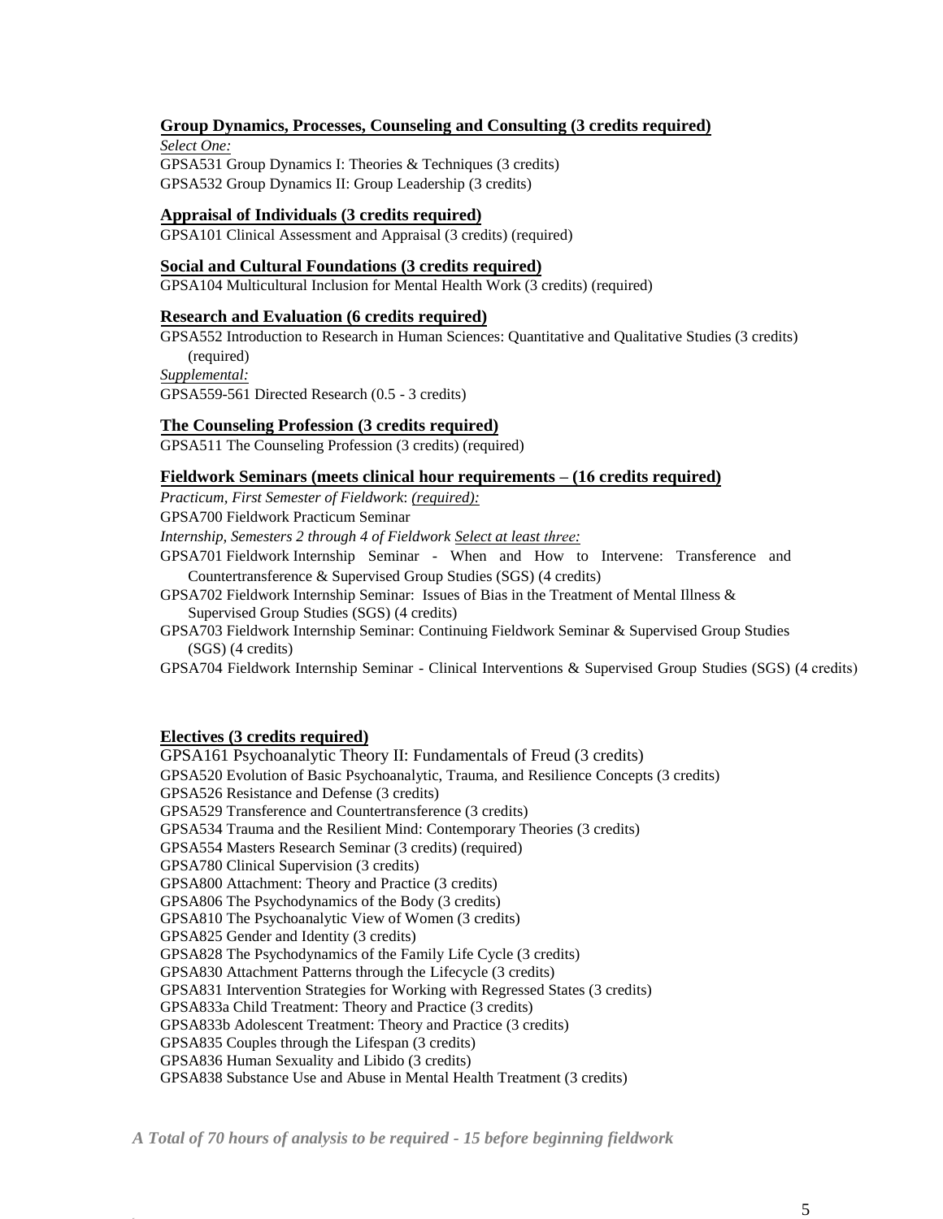**Group Dynamics, Processes, Counseling and Consulting (3 credits required)**

*Select One:*

GPSA531 Group Dynamics I: Theories & Techniques (3 credits)
GPSA532 Group Dynamics II: Group Leadership (3 credits)

**Appraisal of Individuals (3 credits required)**

GPSA101 Clinical Assessment and Appraisal (3 credits) (required)

**Social and Cultural Foundations (3 credits required)**

GPSA104 Multicultural Inclusion for Mental Health Work (3 credits) (required)

**Research and Evaluation (6 credits required)**

GPSA552 Introduction to Research in Human Sciences: Quantitative and Qualitative Studies (3 credits) (required)

*Supplemental:*

GPSA559-561 Directed Research (0.5 - 3 credits)

**The Counseling Profession (3 credits required)**

GPSA511 The Counseling Profession (3 credits) (required)

**Fieldwork Seminars (meets clinical hour requirements – (16 credits required)**

*Practicum, First Semester of Fieldwork*: *(required):*

GPSA700 Fieldwork Practicum Seminar

*Internship, Semesters 2 through 4 of Fieldwork Select at least three:*

GPSA701 Fieldwork Internship Seminar - When and How to Intervene: Transference and Countertransference & Supervised Group Studies (SGS) (4 credits)
GPSA702 Fieldwork Internship Seminar: Issues of Bias in the Treatment of Mental Illness & Supervised Group Studies (SGS) (4 credits)
GPSA703 Fieldwork Internship Seminar: Continuing Fieldwork Seminar & Supervised Group Studies (SGS) (4 credits)
GPSA704 Fieldwork Internship Seminar - Clinical Interventions & Supervised Group Studies (SGS) (4 credits)

**Electives (3 credits required)**

GPSA161 Psychoanalytic Theory II: Fundamentals of Freud (3 credits)
GPSA520 Evolution of Basic Psychoanalytic, Trauma, and Resilience Concepts (3 credits)
GPSA526 Resistance and Defense (3 credits)
GPSA529 Transference and Countertransference (3 credits)
GPSA534 Trauma and the Resilient Mind: Contemporary Theories (3 credits)
GPSA554 Masters Research Seminar (3 credits) (required)
GPSA780 Clinical Supervision (3 credits)
GPSA800 Attachment: Theory and Practice (3 credits)
GPSA806 The Psychodynamics of the Body (3 credits)
GPSA810 The Psychoanalytic View of Women (3 credits)
GPSA825 Gender and Identity (3 credits)
GPSA828 The Psychodynamics of the Family Life Cycle (3 credits)
GPSA830 Attachment Patterns through the Lifecycle (3 credits)
GPSA831 Intervention Strategies for Working with Regressed States (3 credits)
GPSA833a Child Treatment: Theory and Practice (3 credits)
GPSA833b Adolescent Treatment: Theory and Practice (3 credits)
GPSA835 Couples through the Lifespan (3 credits)
GPSA836 Human Sexuality and Libido (3 credits)
GPSA838 Substance Use and Abuse in Mental Health Treatment (3 credits)

***A Total of 70 hours of analysis to be required - 15 before beginning fieldwork***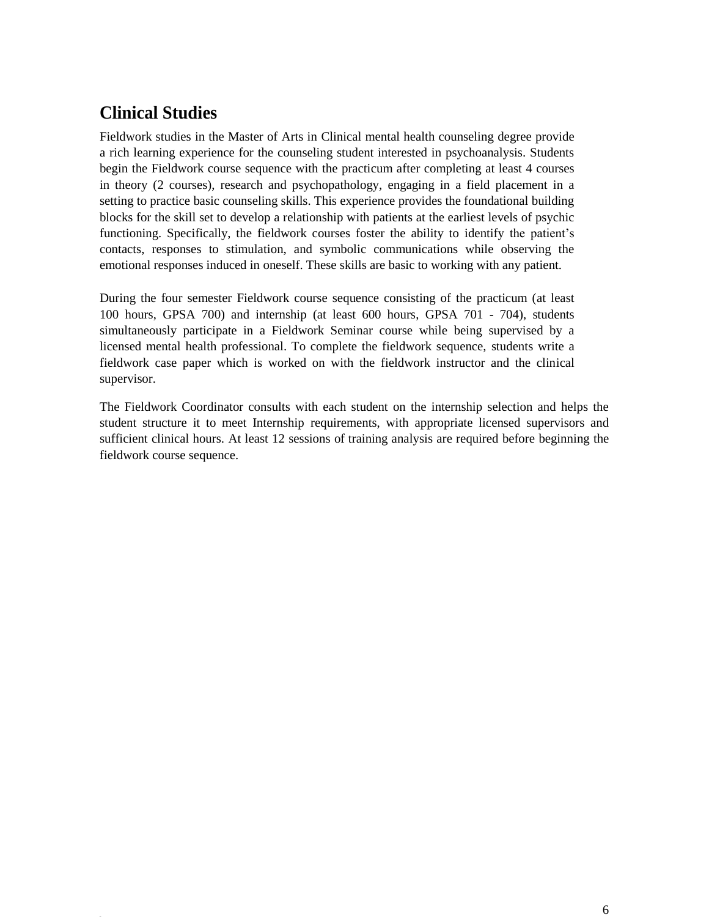## Clinical Studies

Fieldwork studies in the Master of Arts in Clinical mental health counseling degree provide a rich learning experience for the counseling student interested in psychoanalysis. Students begin the Fieldwork course sequence with the practicum after completing at least 4 courses in theory (2 courses), research and psychopathology, engaging in a field placement in a setting to practice basic counseling skills. This experience provides the foundational building blocks for the skill set to develop a relationship with patients at the earliest levels of psychic functioning. Specifically, the fieldwork courses foster the ability to identify the patient's contacts, responses to stimulation, and symbolic communications while observing the emotional responses induced in oneself. These skills are basic to working with any patient.

During the four semester Fieldwork course sequence consisting of the practicum (at least 100 hours, GPSA 700) and internship (at least 600 hours, GPSA 701 - 704), students simultaneously participate in a Fieldwork Seminar course while being supervised by a licensed mental health professional. To complete the fieldwork sequence, students write a fieldwork case paper which is worked on with the fieldwork instructor and the clinical supervisor.

The Fieldwork Coordinator consults with each student on the internship selection and helps the student structure it to meet Internship requirements, with appropriate licensed supervisors and sufficient clinical hours. At least 12 sessions of training analysis are required before beginning the fieldwork course sequence.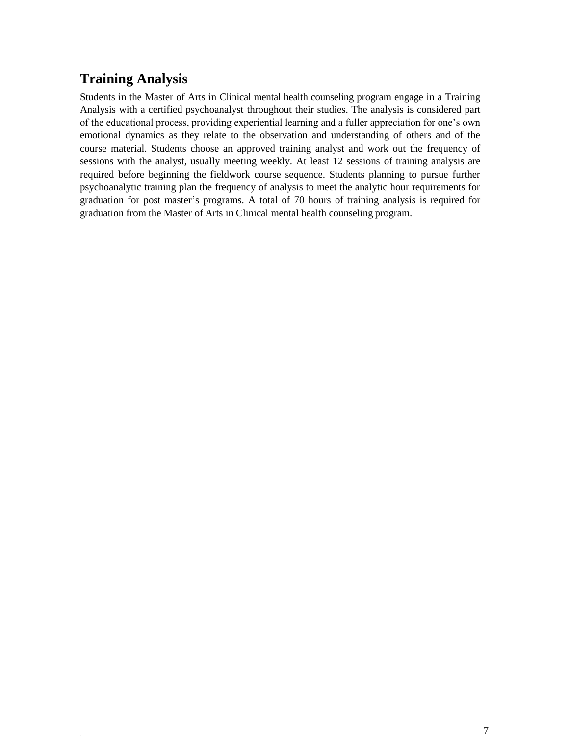## Training Analysis

Students in the Master of Arts in Clinical mental health counseling program engage in a Training Analysis with a certified psychoanalyst throughout their studies. The analysis is considered part of the educational process, providing experiential learning and a fuller appreciation for one's own emotional dynamics as they relate to the observation and understanding of others and of the course material. Students choose an approved training analyst and work out the frequency of sessions with the analyst, usually meeting weekly. At least 12 sessions of training analysis are required before beginning the fieldwork course sequence. Students planning to pursue further psychoanalytic training plan the frequency of analysis to meet the analytic hour requirements for graduation for post master's programs. A total of 70 hours of training analysis is required for graduation from the Master of Arts in Clinical mental health counseling program.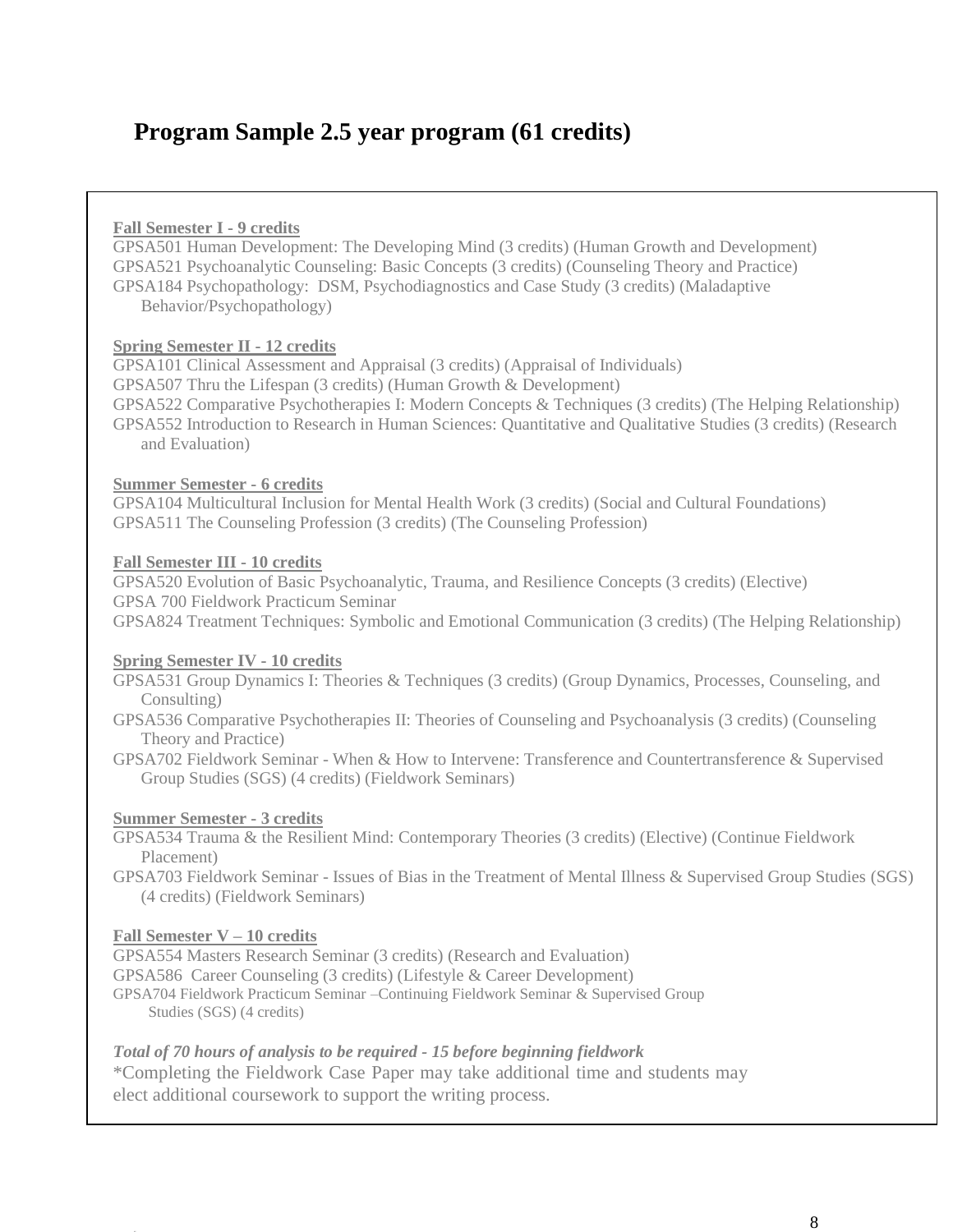# Program Sample 2.5 year program (61 credits)

**Fall Semester I - 9 credits**

GPSA501 Human Development: The Developing Mind (3 credits) (Human Growth and Development)
GPSA521 Psychoanalytic Counseling: Basic Concepts (3 credits) (Counseling Theory and Practice)
GPSA184 Psychopathology: DSM, Psychodiagnostics and Case Study (3 credits) (Maladaptive Behavior/Psychopathology)

**Spring Semester II - 12 credits**

GPSA101 Clinical Assessment and Appraisal (3 credits) (Appraisal of Individuals)
GPSA507 Thru the Lifespan (3 credits) (Human Growth & Development)
GPSA522 Comparative Psychotherapies I: Modern Concepts & Techniques (3 credits) (The Helping Relationship)
GPSA552 Introduction to Research in Human Sciences: Quantitative and Qualitative Studies (3 credits) (Research and Evaluation)

**Summer Semester - 6 credits**

GPSA104 Multicultural Inclusion for Mental Health Work (3 credits) (Social and Cultural Foundations)
GPSA511 The Counseling Profession (3 credits) (The Counseling Profession)

**Fall Semester III - 10 credits**

GPSA520 Evolution of Basic Psychoanalytic, Trauma, and Resilience Concepts (3 credits) (Elective)
GPSA 700 Fieldwork Practicum Seminar
GPSA824 Treatment Techniques: Symbolic and Emotional Communication (3 credits) (The Helping Relationship)

**Spring Semester IV - 10 credits**

GPSA531 Group Dynamics I: Theories & Techniques (3 credits) (Group Dynamics, Processes, Counseling, and Consulting)
GPSA536 Comparative Psychotherapies II: Theories of Counseling and Psychoanalysis (3 credits) (Counseling Theory and Practice)
GPSA702 Fieldwork Seminar - When & How to Intervene: Transference and Countertransference & Supervised Group Studies (SGS) (4 credits) (Fieldwork Seminars)

**Summer Semester - 3 credits**

GPSA534 Trauma & the Resilient Mind: Contemporary Theories (3 credits) (Elective) (Continue Fieldwork Placement)
GPSA703 Fieldwork Seminar - Issues of Bias in the Treatment of Mental Illness & Supervised Group Studies (SGS) (4 credits) (Fieldwork Seminars)

**Fall Semester V – 10 credits**

GPSA554 Masters Research Seminar (3 credits) (Research and Evaluation)
GPSA586 Career Counseling (3 credits) (Lifestyle & Career Development)
GPSA704 Fieldwork Practicum Seminar –Continuing Fieldwork Seminar & Supervised Group Studies (SGS) (4 credits)

***Total of 70 hours of analysis to be required - 15 before beginning fieldwork***

*Completing the Fieldwork Case Paper may take additional time and students may elect additional coursework to support the writing process.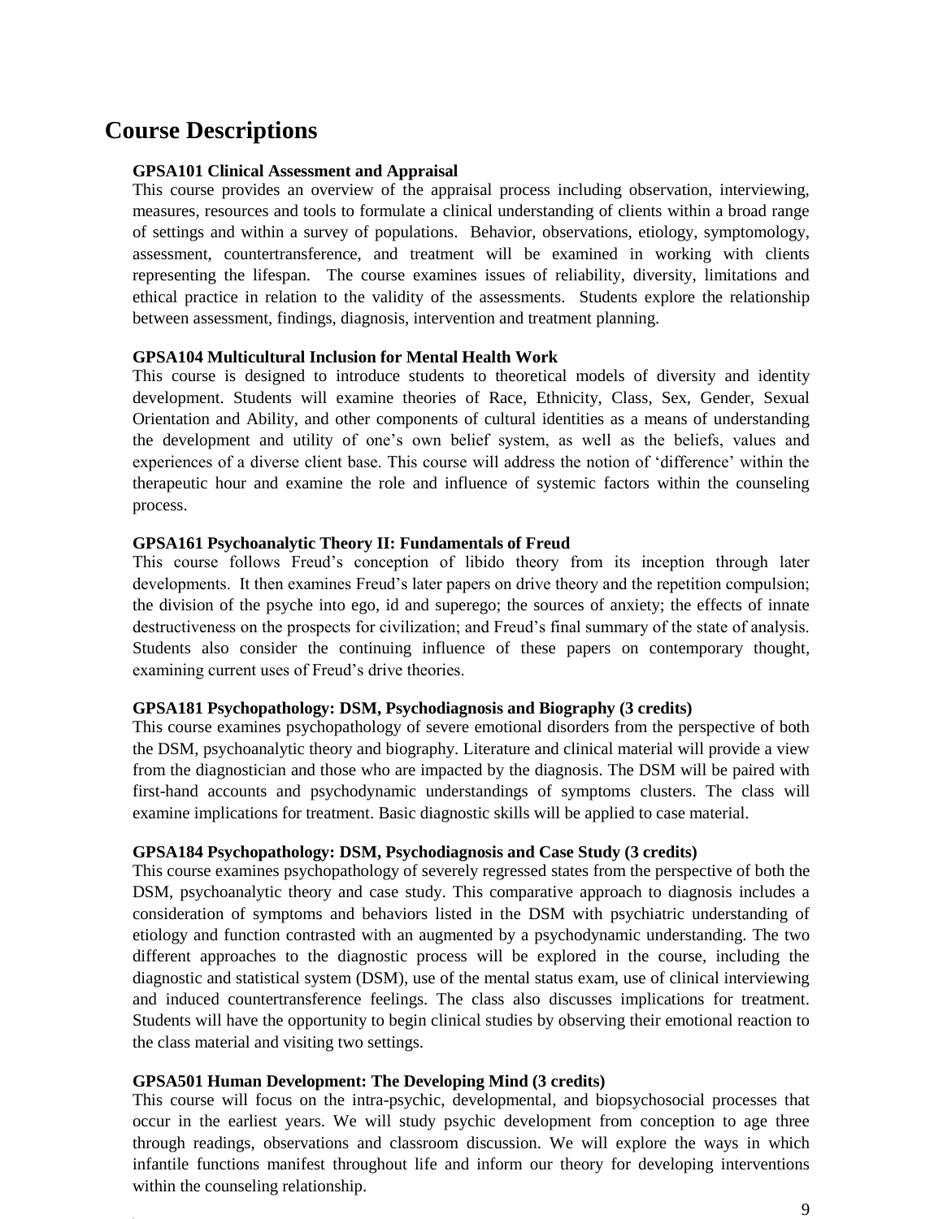# Course Descriptions

**GPSA101 Clinical Assessment and Appraisal**

This course provides an overview of the appraisal process including observation, interviewing, measures, resources and tools to formulate a clinical understanding of clients within a broad range of settings and within a survey of populations. Behavior, observations, etiology, symptomology, assessment, countertransference, and treatment will be examined in working with clients representing the lifespan. The course examines issues of reliability, diversity, limitations and ethical practice in relation to the validity of the assessments. Students explore the relationship between assessment, findings, diagnosis, intervention and treatment planning.

**GPSA104 Multicultural Inclusion for Mental Health Work**

This course is designed to introduce students to theoretical models of diversity and identity development. Students will examine theories of Race, Ethnicity, Class, Sex, Gender, Sexual Orientation and Ability, and other components of cultural identities as a means of understanding the development and utility of one's own belief system, as well as the beliefs, values and experiences of a diverse client base. This course will address the notion of 'difference' within the therapeutic hour and examine the role and influence of systemic factors within the counseling process.

**GPSA161 Psychoanalytic Theory II: Fundamentals of Freud**

This course follows Freud's conception of libido theory from its inception through later developments. It then examines Freud's later papers on drive theory and the repetition compulsion; the division of the psyche into ego, id and superego; the sources of anxiety; the effects of innate destructiveness on the prospects for civilization; and Freud's final summary of the state of analysis. Students also consider the continuing influence of these papers on contemporary thought, examining current uses of Freud's drive theories.

**GPSA181 Psychopathology: DSM, Psychodiagnosis and Biography (3 credits)**

This course examines psychopathology of severe emotional disorders from the perspective of both the DSM, psychoanalytic theory and biography. Literature and clinical material will provide a view from the diagnostician and those who are impacted by the diagnosis. The DSM will be paired with first-hand accounts and psychodynamic understandings of symptoms clusters. The class will examine implications for treatment. Basic diagnostic skills will be applied to case material.

**GPSA184 Psychopathology: DSM, Psychodiagnosis and Case Study (3 credits)**

This course examines psychopathology of severely regressed states from the perspective of both the DSM, psychoanalytic theory and case study. This comparative approach to diagnosis includes a consideration of symptoms and behaviors listed in the DSM with psychiatric understanding of etiology and function contrasted with an augmented by a psychodynamic understanding. The two different approaches to the diagnostic process will be explored in the course, including the diagnostic and statistical system (DSM), use of the mental status exam, use of clinical interviewing and induced countertransference feelings. The class also discusses implications for treatment. Students will have the opportunity to begin clinical studies by observing their emotional reaction to the class material and visiting two settings.

**GPSA501 Human Development: The Developing Mind (3 credits)**

This course will focus on the intra-psychic, developmental, and biopsychosocial processes that occur in the earliest years. We will study psychic development from conception to age three through readings, observations and classroom discussion. We will explore the ways in which infantile functions manifest throughout life and inform our theory for developing interventions within the counseling relationship.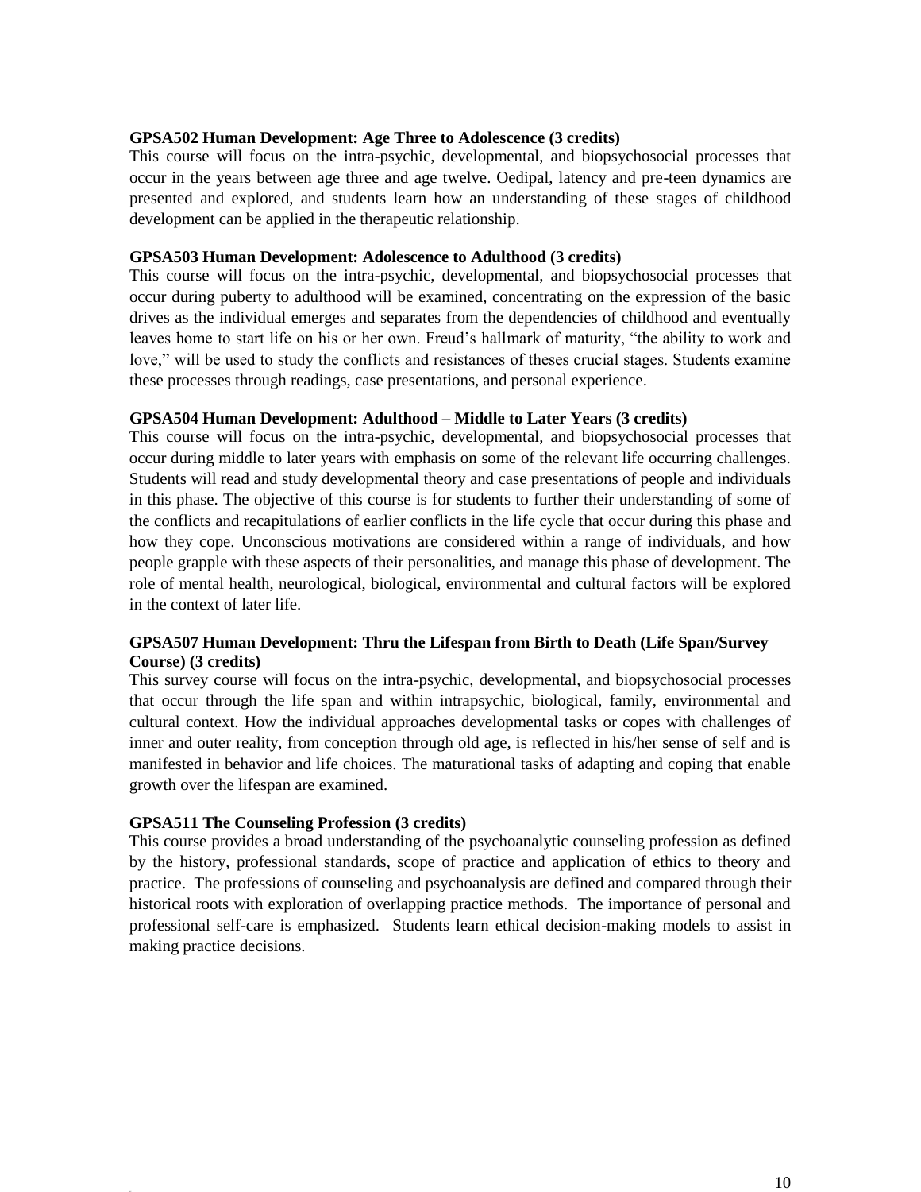**GPSA502 Human Development: Age Three to Adolescence (3 credits)**

This course will focus on the intra-psychic, developmental, and biopsychosocial processes that occur in the years between age three and age twelve. Oedipal, latency and pre-teen dynamics are presented and explored, and students learn how an understanding of these stages of childhood development can be applied in the therapeutic relationship.

**GPSA503 Human Development: Adolescence to Adulthood (3 credits)**

This course will focus on the intra-psychic, developmental, and biopsychosocial processes that occur during puberty to adulthood will be examined, concentrating on the expression of the basic drives as the individual emerges and separates from the dependencies of childhood and eventually leaves home to start life on his or her own. Freud's hallmark of maturity, "the ability to work and love," will be used to study the conflicts and resistances of theses crucial stages. Students examine these processes through readings, case presentations, and personal experience.

**GPSA504 Human Development: Adulthood – Middle to Later Years (3 credits)**

This course will focus on the intra-psychic, developmental, and biopsychosocial processes that occur during middle to later years with emphasis on some of the relevant life occurring challenges. Students will read and study developmental theory and case presentations of people and individuals in this phase. The objective of this course is for students to further their understanding of some of the conflicts and recapitulations of earlier conflicts in the life cycle that occur during this phase and how they cope. Unconscious motivations are considered within a range of individuals, and how people grapple with these aspects of their personalities, and manage this phase of development. The role of mental health, neurological, biological, environmental and cultural factors will be explored in the context of later life.

**GPSA507 Human Development: Thru the Lifespan from Birth to Death (Life Span/Survey Course) (3 credits)**

This survey course will focus on the intra-psychic, developmental, and biopsychosocial processes that occur through the life span and within intrapsychic, biological, family, environmental and cultural context. How the individual approaches developmental tasks or copes with challenges of inner and outer reality, from conception through old age, is reflected in his/her sense of self and is manifested in behavior and life choices. The maturational tasks of adapting and coping that enable growth over the lifespan are examined.

**GPSA511 The Counseling Profession (3 credits)**

This course provides a broad understanding of the psychoanalytic counseling profession as defined by the history, professional standards, scope of practice and application of ethics to theory and practice. The professions of counseling and psychoanalysis are defined and compared through their historical roots with exploration of overlapping practice methods. The importance of personal and professional self-care is emphasized. Students learn ethical decision-making models to assist in making practice decisions.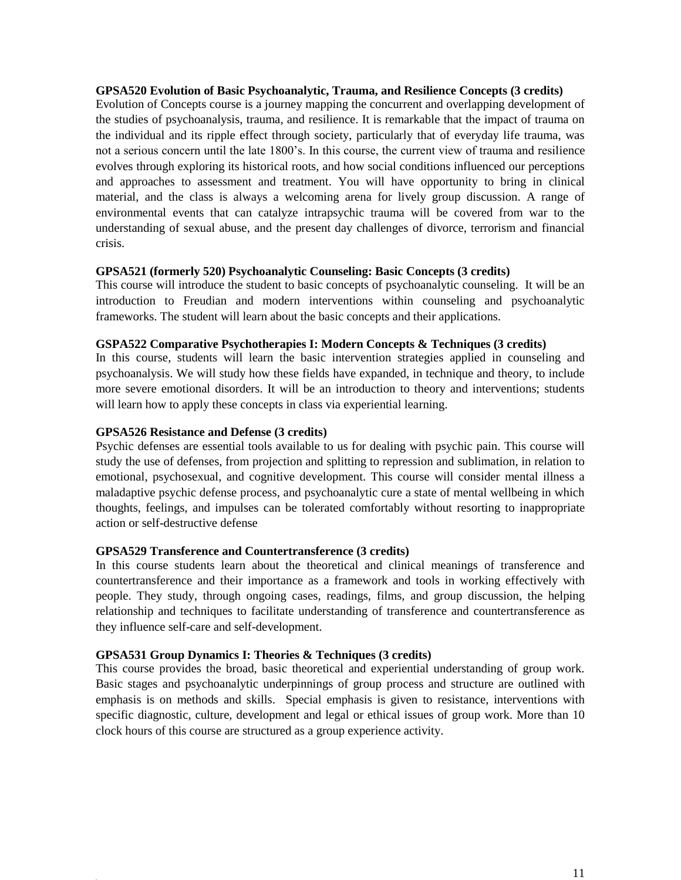**GPSA520 Evolution of Basic Psychoanalytic, Trauma, and Resilience Concepts (3 credits)**
Evolution of Concepts course is a journey mapping the concurrent and overlapping development of the studies of psychoanalysis, trauma, and resilience. It is remarkable that the impact of trauma on the individual and its ripple effect through society, particularly that of everyday life trauma, was not a serious concern until the late 1800's. In this course, the current view of trauma and resilience evolves through exploring its historical roots, and how social conditions influenced our perceptions and approaches to assessment and treatment. You will have opportunity to bring in clinical material, and the class is always a welcoming arena for lively group discussion. A range of environmental events that can catalyze intrapsychic trauma will be covered from war to the understanding of sexual abuse, and the present day challenges of divorce, terrorism and financial crisis.

**GPSA521 (formerly 520) Psychoanalytic Counseling: Basic Concepts (3 credits)**
This course will introduce the student to basic concepts of psychoanalytic counseling. It will be an introduction to Freudian and modern interventions within counseling and psychoanalytic frameworks. The student will learn about the basic concepts and their applications.

**GSPA522 Comparative Psychotherapies I: Modern Concepts & Techniques (3 credits)**
In this course, students will learn the basic intervention strategies applied in counseling and psychoanalysis. We will study how these fields have expanded, in technique and theory, to include more severe emotional disorders. It will be an introduction to theory and interventions; students will learn how to apply these concepts in class via experiential learning.

**GPSA526 Resistance and Defense (3 credits)**
Psychic defenses are essential tools available to us for dealing with psychic pain. This course will study the use of defenses, from projection and splitting to repression and sublimation, in relation to emotional, psychosexual, and cognitive development. This course will consider mental illness a maladaptive psychic defense process, and psychoanalytic cure a state of mental wellbeing in which thoughts, feelings, and impulses can be tolerated comfortably without resorting to inappropriate action or self-destructive defense

**GPSA529 Transference and Countertransference (3 credits)**
In this course students learn about the theoretical and clinical meanings of transference and countertransference and their importance as a framework and tools in working effectively with people. They study, through ongoing cases, readings, films, and group discussion, the helping relationship and techniques to facilitate understanding of transference and countertransference as they influence self-care and self-development.

**GPSA531 Group Dynamics I: Theories & Techniques (3 credits)**
This course provides the broad, basic theoretical and experiential understanding of group work. Basic stages and psychoanalytic underpinnings of group process and structure are outlined with emphasis is on methods and skills. Special emphasis is given to resistance, interventions with specific diagnostic, culture, development and legal or ethical issues of group work. More than 10 clock hours of this course are structured as a group experience activity.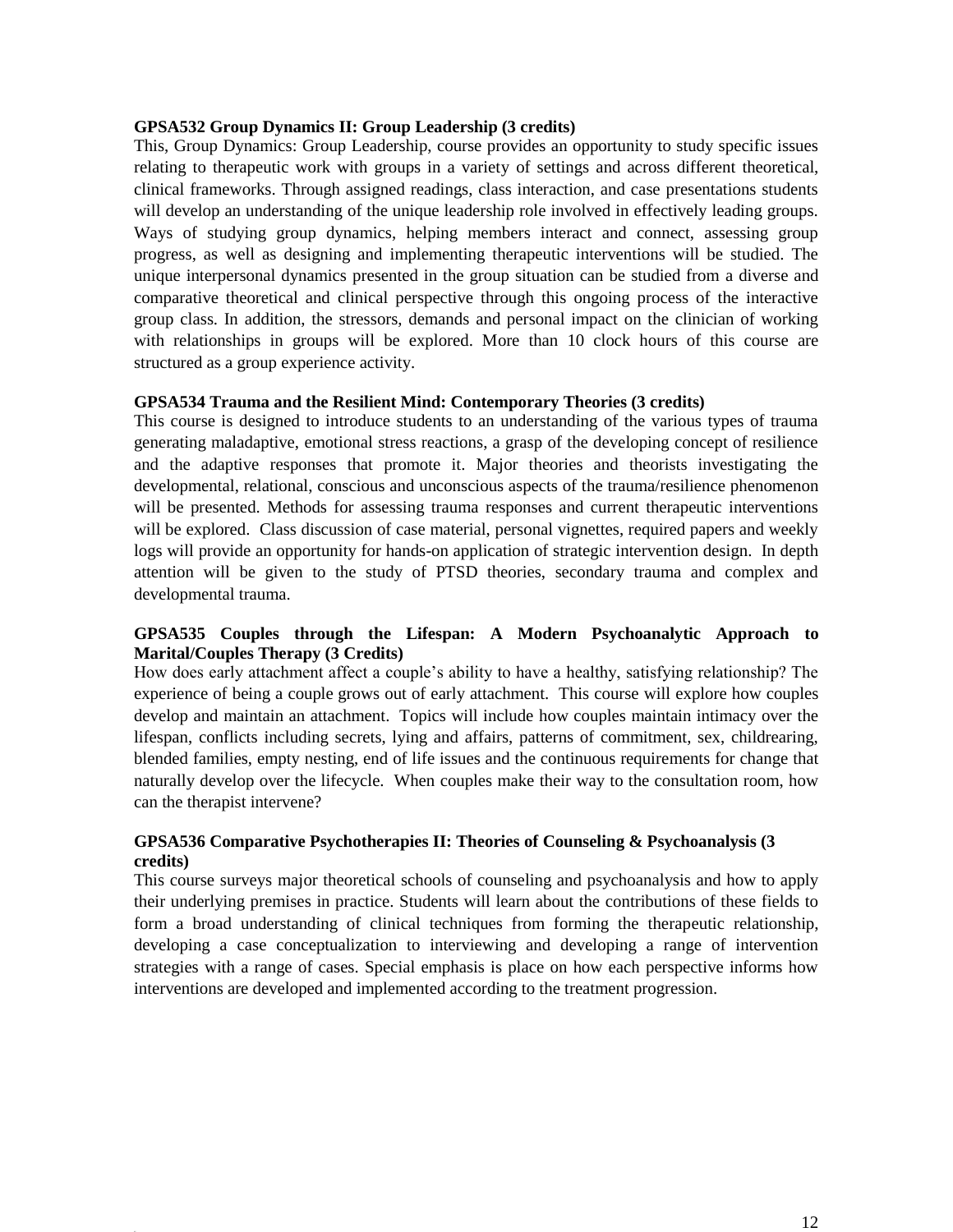**GPSA532 Group Dynamics II: Group Leadership (3 credits)**

This, Group Dynamics: Group Leadership, course provides an opportunity to study specific issues relating to therapeutic work with groups in a variety of settings and across different theoretical, clinical frameworks. Through assigned readings, class interaction, and case presentations students will develop an understanding of the unique leadership role involved in effectively leading groups. Ways of studying group dynamics, helping members interact and connect, assessing group progress, as well as designing and implementing therapeutic interventions will be studied. The unique interpersonal dynamics presented in the group situation can be studied from a diverse and comparative theoretical and clinical perspective through this ongoing process of the interactive group class. In addition, the stressors, demands and personal impact on the clinician of working with relationships in groups will be explored. More than 10 clock hours of this course are structured as a group experience activity.

**GPSA534 Trauma and the Resilient Mind: Contemporary Theories (3 credits)**

This course is designed to introduce students to an understanding of the various types of trauma generating maladaptive, emotional stress reactions, a grasp of the developing concept of resilience and the adaptive responses that promote it. Major theories and theorists investigating the developmental, relational, conscious and unconscious aspects of the trauma/resilience phenomenon will be presented. Methods for assessing trauma responses and current therapeutic interventions will be explored. Class discussion of case material, personal vignettes, required papers and weekly logs will provide an opportunity for hands-on application of strategic intervention design. In depth attention will be given to the study of PTSD theories, secondary trauma and complex and developmental trauma.

**GPSA535 Couples through the Lifespan: A Modern Psychoanalytic Approach to Marital/Couples Therapy (3 Credits)**

How does early attachment affect a couple's ability to have a healthy, satisfying relationship? The experience of being a couple grows out of early attachment. This course will explore how couples develop and maintain an attachment. Topics will include how couples maintain intimacy over the lifespan, conflicts including secrets, lying and affairs, patterns of commitment, sex, childrearing, blended families, empty nesting, end of life issues and the continuous requirements for change that naturally develop over the lifecycle. When couples make their way to the consultation room, how can the therapist intervene?

**GPSA536 Comparative Psychotherapies II: Theories of Counseling & Psychoanalysis (3 credits)**

This course surveys major theoretical schools of counseling and psychoanalysis and how to apply their underlying premises in practice. Students will learn about the contributions of these fields to form a broad understanding of clinical techniques from forming the therapeutic relationship, developing a case conceptualization to interviewing and developing a range of intervention strategies with a range of cases. Special emphasis is place on how each perspective informs how interventions are developed and implemented according to the treatment progression.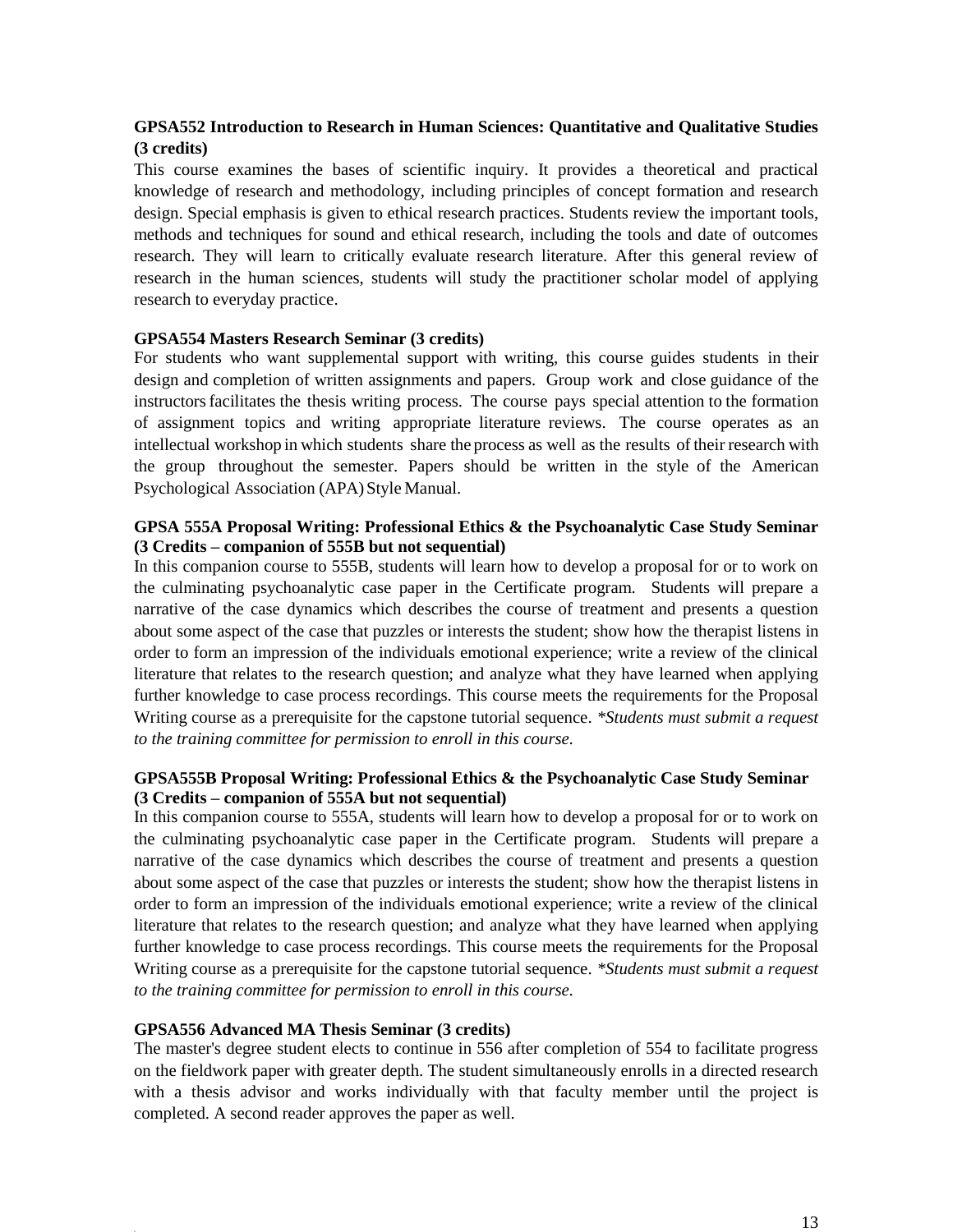**GPSA552 Introduction to Research in Human Sciences: Quantitative and Qualitative Studies (3 credits)**

This course examines the bases of scientific inquiry. It provides a theoretical and practical knowledge of research and methodology, including principles of concept formation and research design. Special emphasis is given to ethical research practices. Students review the important tools, methods and techniques for sound and ethical research, including the tools and date of outcomes research. They will learn to critically evaluate research literature. After this general review of research in the human sciences, students will study the practitioner scholar model of applying research to everyday practice.

**GPSA554 Masters Research Seminar (3 credits)**

For students who want supplemental support with writing, this course guides students in their design and completion of written assignments and papers. Group work and close guidance of the instructors facilitates the thesis writing process. The course pays special attention to the formation of assignment topics and writing appropriate literature reviews. The course operates as an intellectual workshop in which students share the process as well as the results of their research with the group throughout the semester. Papers should be written in the style of the American Psychological Association (APA) Style Manual.

**GPSA 555A Proposal Writing: Professional Ethics & the Psychoanalytic Case Study Seminar (3 Credits – companion of 555B but not sequential)**

In this companion course to 555B, students will learn how to develop a proposal for or to work on the culminating psychoanalytic case paper in the Certificate program. Students will prepare a narrative of the case dynamics which describes the course of treatment and presents a question about some aspect of the case that puzzles or interests the student; show how the therapist listens in order to form an impression of the individuals emotional experience; write a review of the clinical literature that relates to the research question; and analyze what they have learned when applying further knowledge to case process recordings. This course meets the requirements for the Proposal Writing course as a prerequisite for the capstone tutorial sequence. *\*Students must submit a request to the training committee for permission to enroll in this course.*

**GPSA555B Proposal Writing: Professional Ethics & the Psychoanalytic Case Study Seminar (3 Credits – companion of 555A but not sequential)**

In this companion course to 555A, students will learn how to develop a proposal for or to work on the culminating psychoanalytic case paper in the Certificate program. Students will prepare a narrative of the case dynamics which describes the course of treatment and presents a question about some aspect of the case that puzzles or interests the student; show how the therapist listens in order to form an impression of the individuals emotional experience; write a review of the clinical literature that relates to the research question; and analyze what they have learned when applying further knowledge to case process recordings. This course meets the requirements for the Proposal Writing course as a prerequisite for the capstone tutorial sequence. *\*Students must submit a request to the training committee for permission to enroll in this course.*

**GPSA556 Advanced MA Thesis Seminar (3 credits)**

The master's degree student elects to continue in 556 after completion of 554 to facilitate progress on the fieldwork paper with greater depth. The student simultaneously enrolls in a directed research with a thesis advisor and works individually with that faculty member until the project is completed. A second reader approves the paper as well.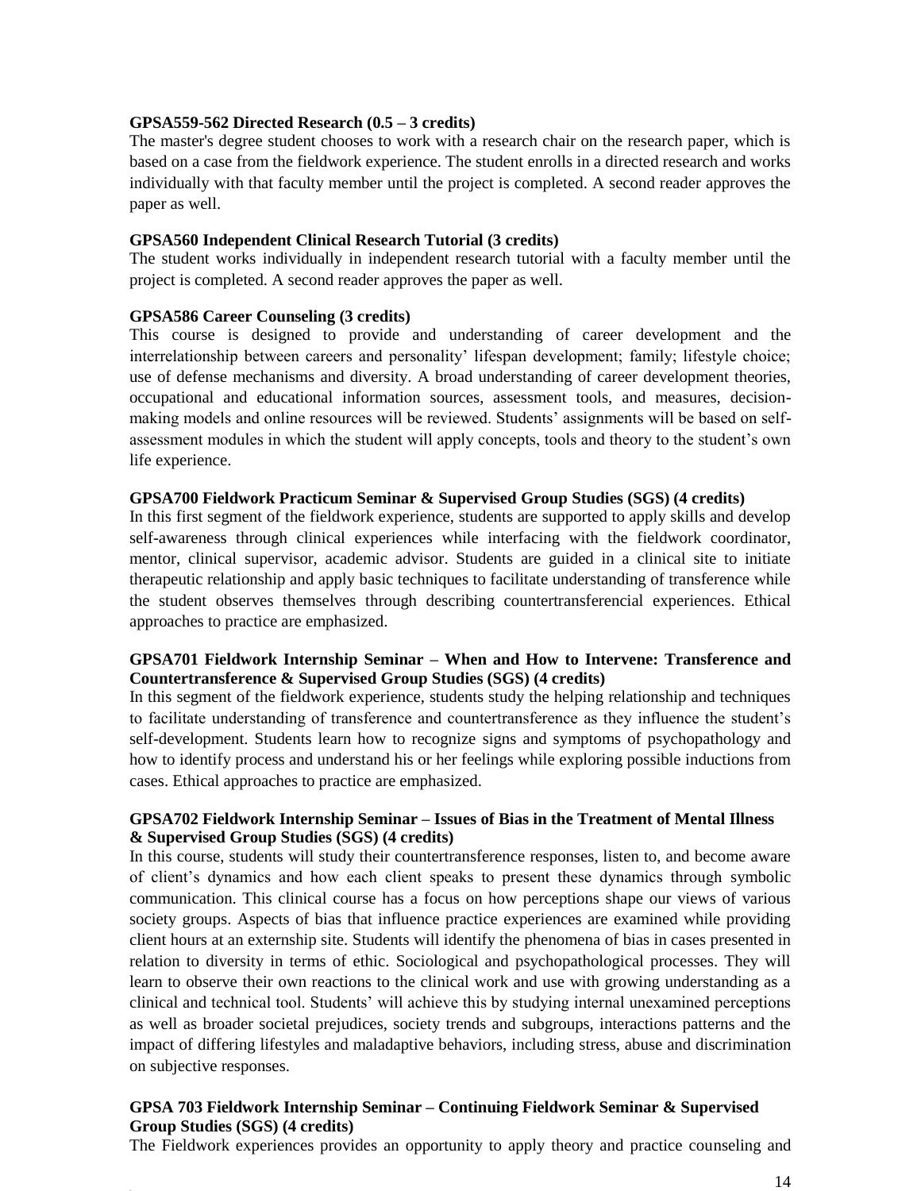**GPSA559-562 Directed Research (0.5 – 3 credits)**
The master's degree student chooses to work with a research chair on the research paper, which is based on a case from the fieldwork experience. The student enrolls in a directed research and works individually with that faculty member until the project is completed. A second reader approves the paper as well.

**GPSA560 Independent Clinical Research Tutorial (3 credits)**
The student works individually in independent research tutorial with a faculty member until the project is completed. A second reader approves the paper as well.

**GPSA586 Career Counseling (3 credits)**
This course is designed to provide and understanding of career development and the interrelationship between careers and personality' lifespan development; family; lifestyle choice; use of defense mechanisms and diversity. A broad understanding of career development theories, occupational and educational information sources, assessment tools, and measures, decision-making models and online resources will be reviewed. Students' assignments will be based on self-assessment modules in which the student will apply concepts, tools and theory to the student's own life experience.

**GPSA700 Fieldwork Practicum Seminar & Supervised Group Studies (SGS) (4 credits)**
In this first segment of the fieldwork experience, students are supported to apply skills and develop self-awareness through clinical experiences while interfacing with the fieldwork coordinator, mentor, clinical supervisor, academic advisor. Students are guided in a clinical site to initiate therapeutic relationship and apply basic techniques to facilitate understanding of transference while the student observes themselves through describing countertransferencial experiences. Ethical approaches to practice are emphasized.

**GPSA701 Fieldwork Internship Seminar – When and How to Intervene: Transference and Countertransference & Supervised Group Studies (SGS) (4 credits)**
In this segment of the fieldwork experience, students study the helping relationship and techniques to facilitate understanding of transference and countertransference as they influence the student's self-development. Students learn how to recognize signs and symptoms of psychopathology and how to identify process and understand his or her feelings while exploring possible inductions from cases. Ethical approaches to practice are emphasized.

**GPSA702 Fieldwork Internship Seminar – Issues of Bias in the Treatment of Mental Illness & Supervised Group Studies (SGS) (4 credits)**
In this course, students will study their countertransference responses, listen to, and become aware of client's dynamics and how each client speaks to present these dynamics through symbolic communication. This clinical course has a focus on how perceptions shape our views of various society groups. Aspects of bias that influence practice experiences are examined while providing client hours at an externship site. Students will identify the phenomena of bias in cases presented in relation to diversity in terms of ethic. Sociological and psychopathological processes. They will learn to observe their own reactions to the clinical work and use with growing understanding as a clinical and technical tool. Students' will achieve this by studying internal unexamined perceptions as well as broader societal prejudices, society trends and subgroups, interactions patterns and the impact of differing lifestyles and maladaptive behaviors, including stress, abuse and discrimination on subjective responses.

**GPSA 703 Fieldwork Internship Seminar – Continuing Fieldwork Seminar & Supervised Group Studies (SGS) (4 credits)**
The Fieldwork experiences provides an opportunity to apply theory and practice counseling and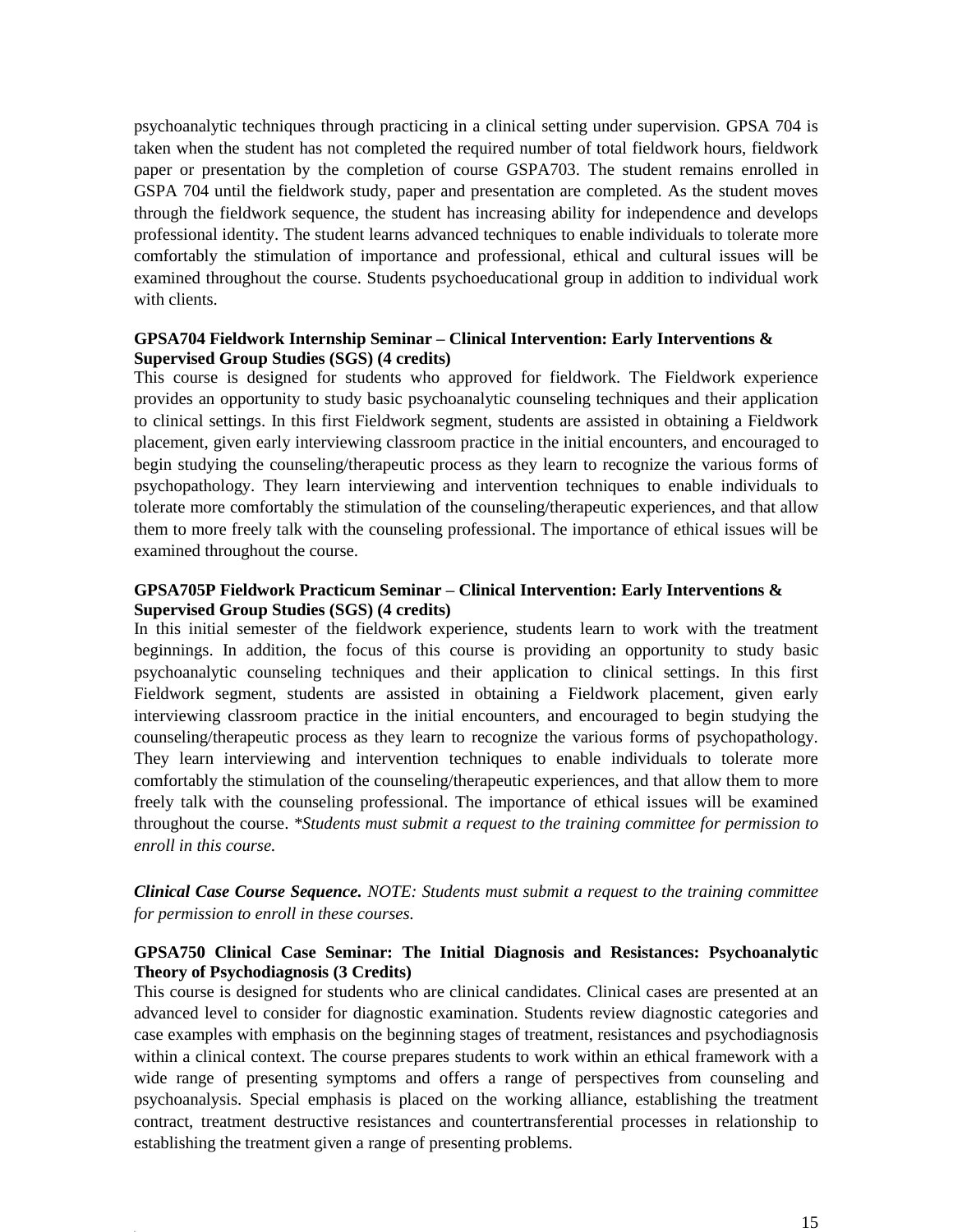psychoanalytic techniques through practicing in a clinical setting under supervision. GPSA 704 is taken when the student has not completed the required number of total fieldwork hours, fieldwork paper or presentation by the completion of course GSPA703. The student remains enrolled in GSPA 704 until the fieldwork study, paper and presentation are completed. As the student moves through the fieldwork sequence, the student has increasing ability for independence and develops professional identity. The student learns advanced techniques to enable individuals to tolerate more comfortably the stimulation of importance and professional, ethical and cultural issues will be examined throughout the course. Students psychoeducational group in addition to individual work with clients.

**GPSA704 Fieldwork Internship Seminar – Clinical Intervention: Early Interventions & Supervised Group Studies (SGS) (4 credits)**

This course is designed for students who approved for fieldwork. The Fieldwork experience provides an opportunity to study basic psychoanalytic counseling techniques and their application to clinical settings. In this first Fieldwork segment, students are assisted in obtaining a Fieldwork placement, given early interviewing classroom practice in the initial encounters, and encouraged to begin studying the counseling/therapeutic process as they learn to recognize the various forms of psychopathology. They learn interviewing and intervention techniques to enable individuals to tolerate more comfortably the stimulation of the counseling/therapeutic experiences, and that allow them to more freely talk with the counseling professional. The importance of ethical issues will be examined throughout the course.

**GPSA705P Fieldwork Practicum Seminar – Clinical Intervention: Early Interventions & Supervised Group Studies (SGS) (4 credits)**

In this initial semester of the fieldwork experience, students learn to work with the treatment beginnings. In addition, the focus of this course is providing an opportunity to study basic psychoanalytic counseling techniques and their application to clinical settings. In this first Fieldwork segment, students are assisted in obtaining a Fieldwork placement, given early interviewing classroom practice in the initial encounters, and encouraged to begin studying the counseling/therapeutic process as they learn to recognize the various forms of psychopathology. They learn interviewing and intervention techniques to enable individuals to tolerate more comfortably the stimulation of the counseling/therapeutic experiences, and that allow them to more freely talk with the counseling professional. The importance of ethical issues will be examined throughout the course. *\*Students must submit a request to the training committee for permission to enroll in this course.*

***Clinical Case Course Sequence.*** *NOTE: Students must submit a request to the training committee for permission to enroll in these courses.*

**GPSA750 Clinical Case Seminar: The Initial Diagnosis and Resistances: Psychoanalytic Theory of Psychodiagnosis (3 Credits)**

This course is designed for students who are clinical candidates. Clinical cases are presented at an advanced level to consider for diagnostic examination. Students review diagnostic categories and case examples with emphasis on the beginning stages of treatment, resistances and psychodiagnosis within a clinical context. The course prepares students to work within an ethical framework with a wide range of presenting symptoms and offers a range of perspectives from counseling and psychoanalysis. Special emphasis is placed on the working alliance, establishing the treatment contract, treatment destructive resistances and countertransferential processes in relationship to establishing the treatment given a range of presenting problems.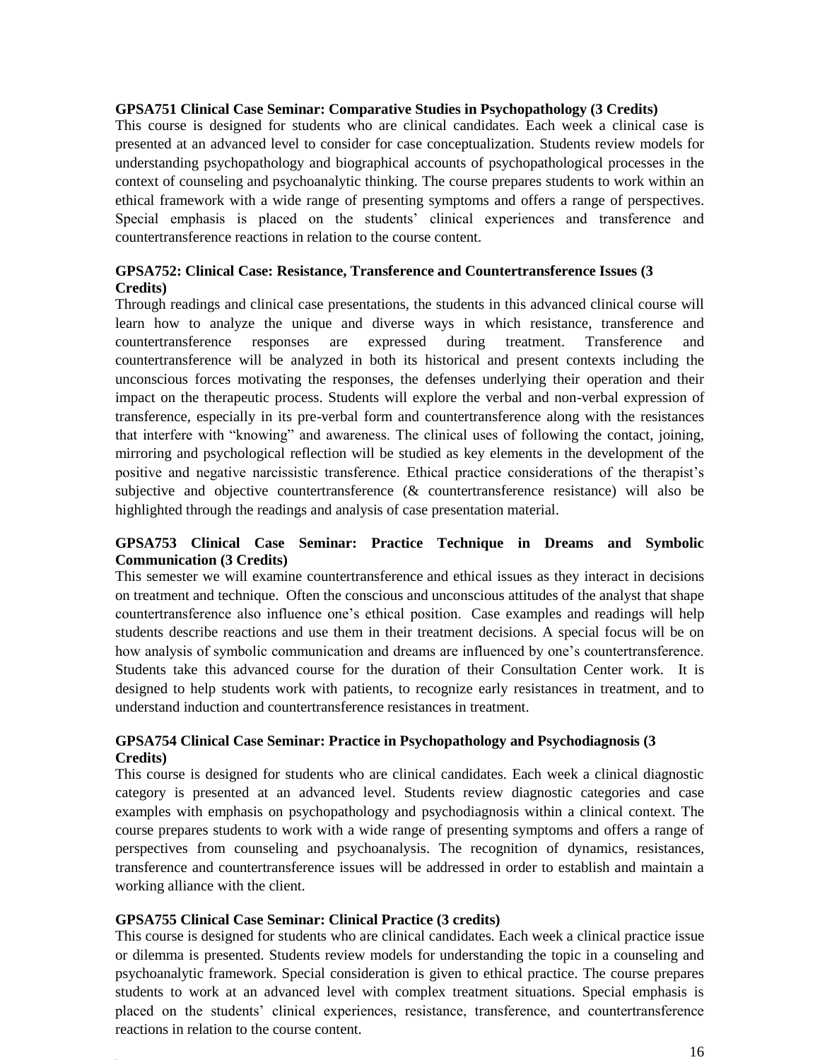**GPSA751 Clinical Case Seminar: Comparative Studies in Psychopathology (3 Credits)**
This course is designed for students who are clinical candidates. Each week a clinical case is presented at an advanced level to consider for case conceptualization. Students review models for understanding psychopathology and biographical accounts of psychopathological processes in the context of counseling and psychoanalytic thinking. The course prepares students to work within an ethical framework with a wide range of presenting symptoms and offers a range of perspectives. Special emphasis is placed on the students' clinical experiences and transference and countertransference reactions in relation to the course content.

**GPSA752: Clinical Case: Resistance, Transference and Countertransference Issues (3 Credits)**
Through readings and clinical case presentations, the students in this advanced clinical course will learn how to analyze the unique and diverse ways in which resistance, transference and countertransference responses are expressed during treatment. Transference and countertransference will be analyzed in both its historical and present contexts including the unconscious forces motivating the responses, the defenses underlying their operation and their impact on the therapeutic process. Students will explore the verbal and non-verbal expression of transference, especially in its pre-verbal form and countertransference along with the resistances that interfere with "knowing" and awareness. The clinical uses of following the contact, joining, mirroring and psychological reflection will be studied as key elements in the development of the positive and negative narcissistic transference. Ethical practice considerations of the therapist's subjective and objective countertransference (& countertransference resistance) will also be highlighted through the readings and analysis of case presentation material.

**GPSA753 Clinical Case Seminar: Practice Technique in Dreams and Symbolic Communication (3 Credits)**
This semester we will examine countertransference and ethical issues as they interact in decisions on treatment and technique. Often the conscious and unconscious attitudes of the analyst that shape countertransference also influence one's ethical position. Case examples and readings will help students describe reactions and use them in their treatment decisions. A special focus will be on how analysis of symbolic communication and dreams are influenced by one's countertransference. Students take this advanced course for the duration of their Consultation Center work. It is designed to help students work with patients, to recognize early resistances in treatment, and to understand induction and countertransference resistances in treatment.

**GPSA754 Clinical Case Seminar: Practice in Psychopathology and Psychodiagnosis (3 Credits)**
This course is designed for students who are clinical candidates. Each week a clinical diagnostic category is presented at an advanced level. Students review diagnostic categories and case examples with emphasis on psychopathology and psychodiagnosis within a clinical context. The course prepares students to work with a wide range of presenting symptoms and offers a range of perspectives from counseling and psychoanalysis. The recognition of dynamics, resistances, transference and countertransference issues will be addressed in order to establish and maintain a working alliance with the client.

**GPSA755 Clinical Case Seminar: Clinical Practice (3 credits)**
This course is designed for students who are clinical candidates. Each week a clinical practice issue or dilemma is presented. Students review models for understanding the topic in a counseling and psychoanalytic framework. Special consideration is given to ethical practice. The course prepares students to work at an advanced level with complex treatment situations. Special emphasis is placed on the students' clinical experiences, resistance, transference, and countertransference reactions in relation to the course content.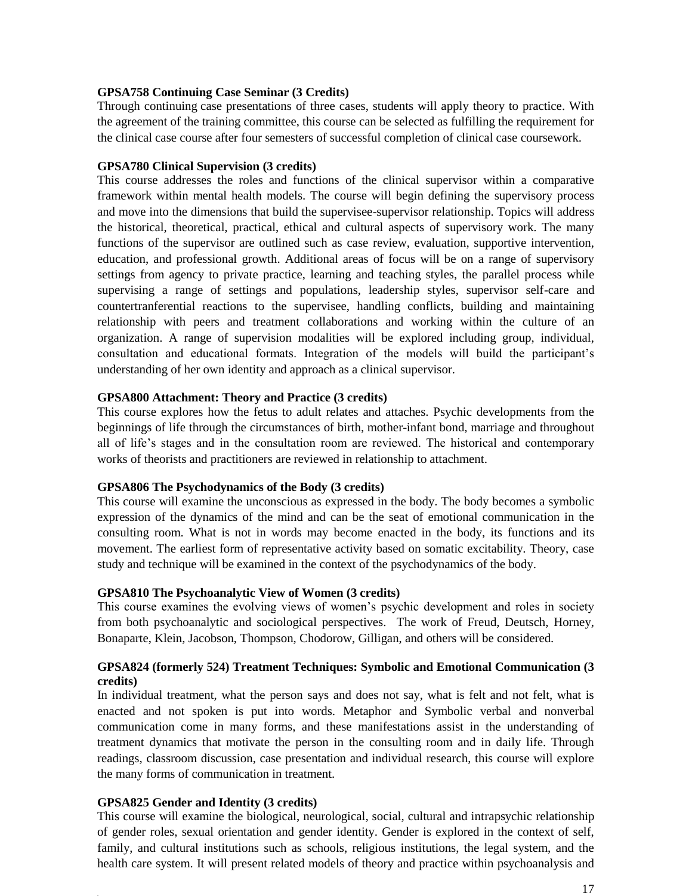**GPSA758 Continuing Case Seminar (3 Credits)**
Through continuing case presentations of three cases, students will apply theory to practice. With the agreement of the training committee, this course can be selected as fulfilling the requirement for the clinical case course after four semesters of successful completion of clinical case coursework.

**GPSA780 Clinical Supervision (3 credits)**
This course addresses the roles and functions of the clinical supervisor within a comparative framework within mental health models. The course will begin defining the supervisory process and move into the dimensions that build the supervisee-supervisor relationship. Topics will address the historical, theoretical, practical, ethical and cultural aspects of supervisory work. The many functions of the supervisor are outlined such as case review, evaluation, supportive intervention, education, and professional growth. Additional areas of focus will be on a range of supervisory settings from agency to private practice, learning and teaching styles, the parallel process while supervising a range of settings and populations, leadership styles, supervisor self-care and countertranferential reactions to the supervisee, handling conflicts, building and maintaining relationship with peers and treatment collaborations and working within the culture of an organization. A range of supervision modalities will be explored including group, individual, consultation and educational formats. Integration of the models will build the participant's understanding of her own identity and approach as a clinical supervisor.

**GPSA800 Attachment: Theory and Practice (3 credits)**
This course explores how the fetus to adult relates and attaches. Psychic developments from the beginnings of life through the circumstances of birth, mother-infant bond, marriage and throughout all of life's stages and in the consultation room are reviewed. The historical and contemporary works of theorists and practitioners are reviewed in relationship to attachment.

**GPSA806 The Psychodynamics of the Body (3 credits)**
This course will examine the unconscious as expressed in the body. The body becomes a symbolic expression of the dynamics of the mind and can be the seat of emotional communication in the consulting room. What is not in words may become enacted in the body, its functions and its movement. The earliest form of representative activity based on somatic excitability. Theory, case study and technique will be examined in the context of the psychodynamics of the body.

**GPSA810 The Psychoanalytic View of Women (3 credits)**
This course examines the evolving views of women's psychic development and roles in society from both psychoanalytic and sociological perspectives. The work of Freud, Deutsch, Horney, Bonaparte, Klein, Jacobson, Thompson, Chodorow, Gilligan, and others will be considered.

**GPSA824 (formerly 524) Treatment Techniques: Symbolic and Emotional Communication (3 credits)**
In individual treatment, what the person says and does not say, what is felt and not felt, what is enacted and not spoken is put into words. Metaphor and Symbolic verbal and nonverbal communication come in many forms, and these manifestations assist in the understanding of treatment dynamics that motivate the person in the consulting room and in daily life. Through readings, classroom discussion, case presentation and individual research, this course will explore the many forms of communication in treatment.

**GPSA825 Gender and Identity (3 credits)**
This course will examine the biological, neurological, social, cultural and intrapsychic relationship of gender roles, sexual orientation and gender identity. Gender is explored in the context of self, family, and cultural institutions such as schools, religious institutions, the legal system, and the health care system. It will present related models of theory and practice within psychoanalysis and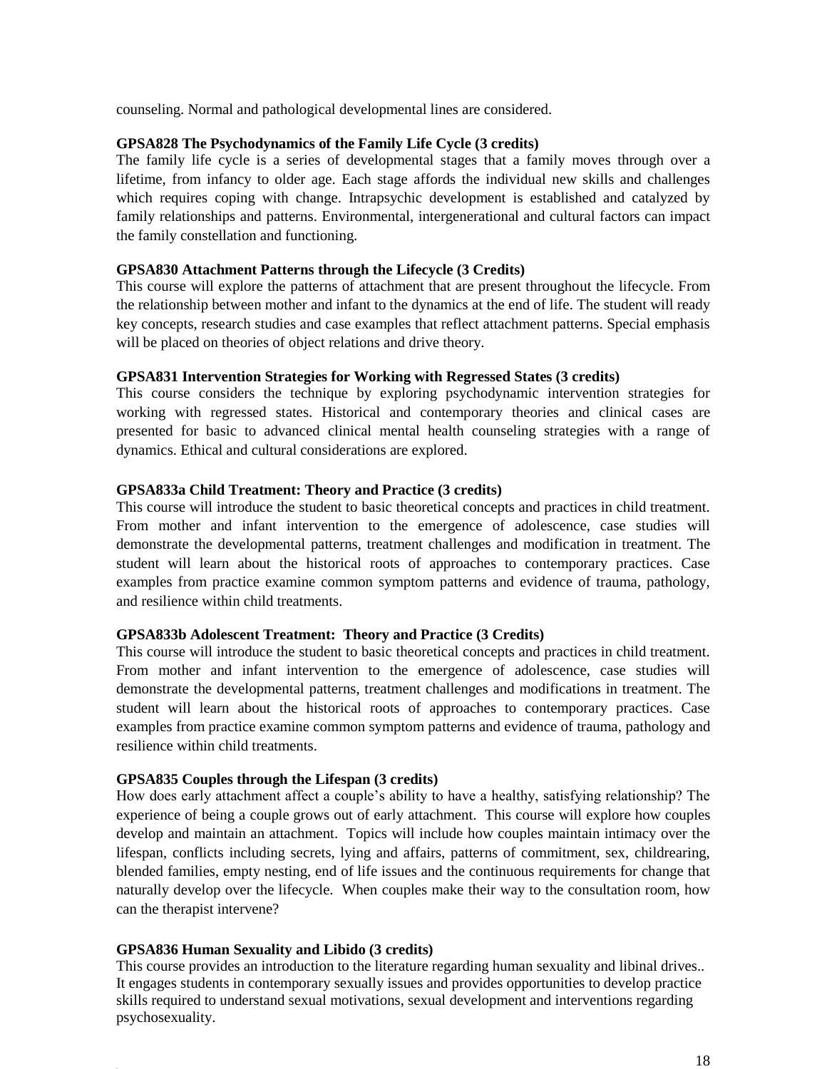counseling. Normal and pathological developmental lines are considered.

**GPSA828 The Psychodynamics of the Family Life Cycle (3 credits)**
The family life cycle is a series of developmental stages that a family moves through over a lifetime, from infancy to older age. Each stage affords the individual new skills and challenges which requires coping with change. Intrapsychic development is established and catalyzed by family relationships and patterns. Environmental, intergenerational and cultural factors can impact the family constellation and functioning.

**GPSA830 Attachment Patterns through the Lifecycle (3 Credits)**
This course will explore the patterns of attachment that are present throughout the lifecycle. From the relationship between mother and infant to the dynamics at the end of life. The student will ready key concepts, research studies and case examples that reflect attachment patterns. Special emphasis will be placed on theories of object relations and drive theory.

**GPSA831 Intervention Strategies for Working with Regressed States (3 credits)**
This course considers the technique by exploring psychodynamic intervention strategies for working with regressed states. Historical and contemporary theories and clinical cases are presented for basic to advanced clinical mental health counseling strategies with a range of dynamics. Ethical and cultural considerations are explored.

**GPSA833a Child Treatment: Theory and Practice (3 credits)**
This course will introduce the student to basic theoretical concepts and practices in child treatment. From mother and infant intervention to the emergence of adolescence, case studies will demonstrate the developmental patterns, treatment challenges and modification in treatment. The student will learn about the historical roots of approaches to contemporary practices. Case examples from practice examine common symptom patterns and evidence of trauma, pathology, and resilience within child treatments.

**GPSA833b Adolescent Treatment: Theory and Practice (3 Credits)**
This course will introduce the student to basic theoretical concepts and practices in child treatment. From mother and infant intervention to the emergence of adolescence, case studies will demonstrate the developmental patterns, treatment challenges and modifications in treatment. The student will learn about the historical roots of approaches to contemporary practices. Case examples from practice examine common symptom patterns and evidence of trauma, pathology and resilience within child treatments.

**GPSA835 Couples through the Lifespan (3 credits)**
How does early attachment affect a couple's ability to have a healthy, satisfying relationship? The experience of being a couple grows out of early attachment. This course will explore how couples develop and maintain an attachment. Topics will include how couples maintain intimacy over the lifespan, conflicts including secrets, lying and affairs, patterns of commitment, sex, childrearing, blended families, empty nesting, end of life issues and the continuous requirements for change that naturally develop over the lifecycle. When couples make their way to the consultation room, how can the therapist intervene?

**GPSA836 Human Sexuality and Libido (3 credits)**
This course provides an introduction to the literature regarding human sexuality and libinal drives.. It engages students in contemporary sexually issues and provides opportunities to develop practice skills required to understand sexual motivations, sexual development and interventions regarding psychosexuality.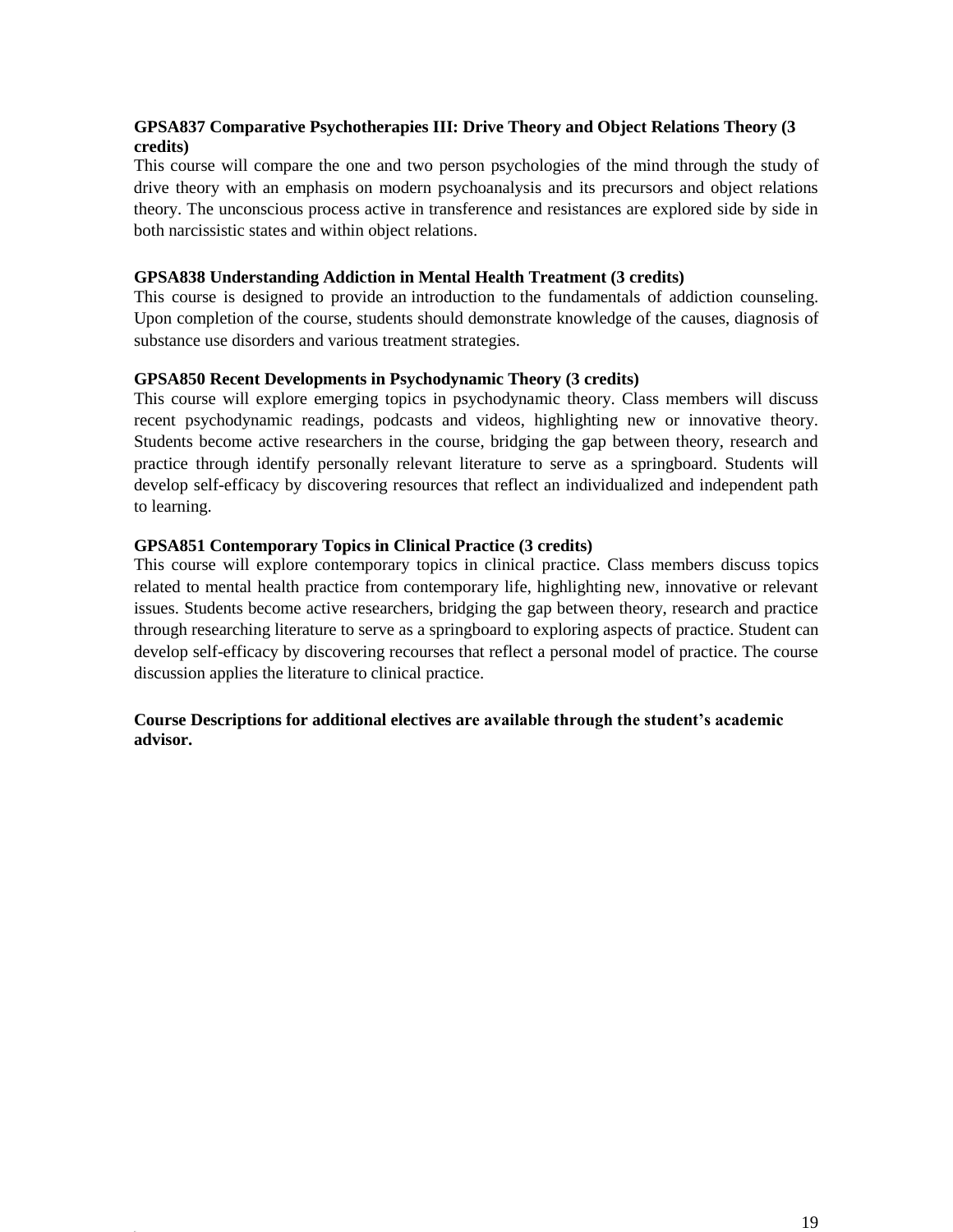**GPSA837 Comparative Psychotherapies III: Drive Theory and Object Relations Theory (3 credits)**

This course will compare the one and two person psychologies of the mind through the study of drive theory with an emphasis on modern psychoanalysis and its precursors and object relations theory. The unconscious process active in transference and resistances are explored side by side in both narcissistic states and within object relations.

**GPSA838 Understanding Addiction in Mental Health Treatment (3 credits)**

This course is designed to provide an introduction to the fundamentals of addiction counseling. Upon completion of the course, students should demonstrate knowledge of the causes, diagnosis of substance use disorders and various treatment strategies.

**GPSA850 Recent Developments in Psychodynamic Theory (3 credits)**

This course will explore emerging topics in psychodynamic theory. Class members will discuss recent psychodynamic readings, podcasts and videos, highlighting new or innovative theory. Students become active researchers in the course, bridging the gap between theory, research and practice through identify personally relevant literature to serve as a springboard. Students will develop self-efficacy by discovering resources that reflect an individualized and independent path to learning.

**GPSA851 Contemporary Topics in Clinical Practice (3 credits)**

This course will explore contemporary topics in clinical practice. Class members discuss topics related to mental health practice from contemporary life, highlighting new, innovative or relevant issues. Students become active researchers, bridging the gap between theory, research and practice through researching literature to serve as a springboard to exploring aspects of practice. Student can develop self-efficacy by discovering recourses that reflect a personal model of practice. The course discussion applies the literature to clinical practice.

**Course Descriptions for additional electives are available through the student's academic advisor.**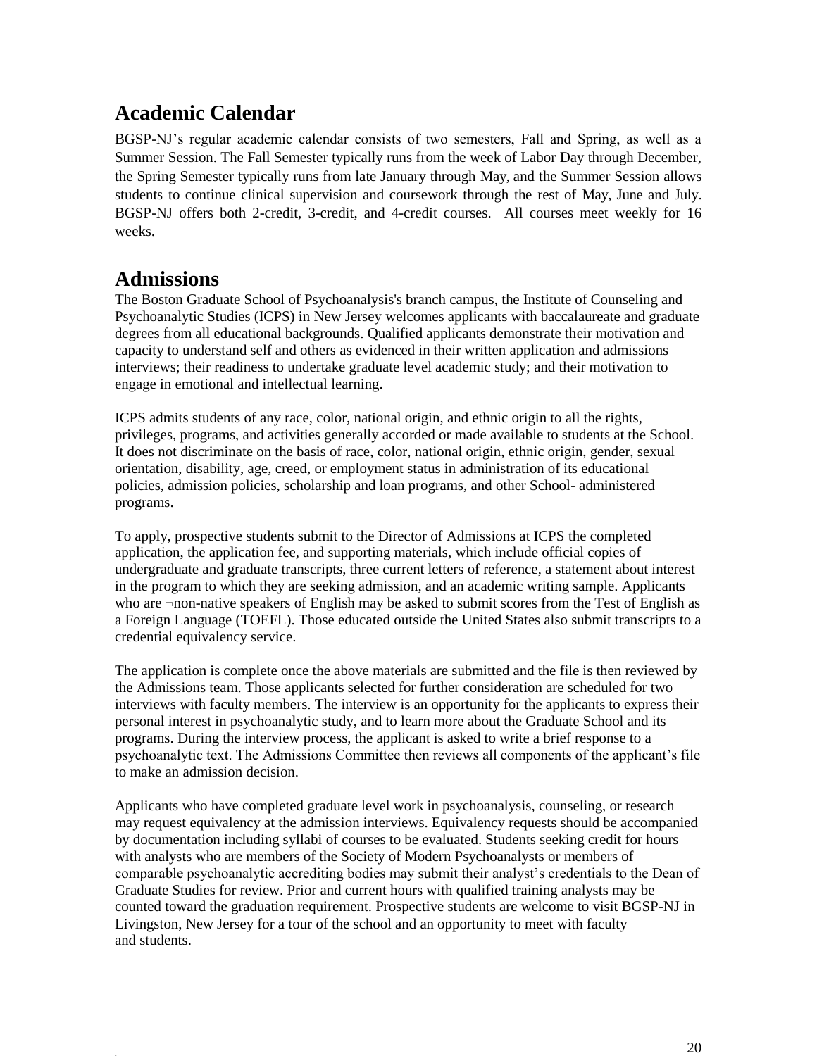## Academic Calendar

BGSP-NJ's regular academic calendar consists of two semesters, Fall and Spring, as well as a Summer Session. The Fall Semester typically runs from the week of Labor Day through December, the Spring Semester typically runs from late January through May, and the Summer Session allows students to continue clinical supervision and coursework through the rest of May, June and July. BGSP-NJ offers both 2-credit, 3-credit, and 4-credit courses. All courses meet weekly for 16 weeks.

## Admissions

The Boston Graduate School of Psychoanalysis's branch campus, the Institute of Counseling and Psychoanalytic Studies (ICPS) in New Jersey welcomes applicants with baccalaureate and graduate degrees from all educational backgrounds. Qualified applicants demonstrate their motivation and capacity to understand self and others as evidenced in their written application and admissions interviews; their readiness to undertake graduate level academic study; and their motivation to engage in emotional and intellectual learning.

ICPS admits students of any race, color, national origin, and ethnic origin to all the rights, privileges, programs, and activities generally accorded or made available to students at the School. It does not discriminate on the basis of race, color, national origin, ethnic origin, gender, sexual orientation, disability, age, creed, or employment status in administration of its educational policies, admission policies, scholarship and loan programs, and other School- administered programs.

To apply, prospective students submit to the Director of Admissions at ICPS the completed application, the application fee, and supporting materials, which include official copies of undergraduate and graduate transcripts, three current letters of reference, a statement about interest in the program to which they are seeking admission, and an academic writing sample. Applicants who are ¬non-native speakers of English may be asked to submit scores from the Test of English as a Foreign Language (TOEFL). Those educated outside the United States also submit transcripts to a credential equivalency service.

The application is complete once the above materials are submitted and the file is then reviewed by the Admissions team. Those applicants selected for further consideration are scheduled for two interviews with faculty members. The interview is an opportunity for the applicants to express their personal interest in psychoanalytic study, and to learn more about the Graduate School and its programs. During the interview process, the applicant is asked to write a brief response to a psychoanalytic text. The Admissions Committee then reviews all components of the applicant's file to make an admission decision.

Applicants who have completed graduate level work in psychoanalysis, counseling, or research may request equivalency at the admission interviews. Equivalency requests should be accompanied by documentation including syllabi of courses to be evaluated. Students seeking credit for hours with analysts who are members of the Society of Modern Psychoanalysts or members of comparable psychoanalytic accrediting bodies may submit their analyst's credentials to the Dean of Graduate Studies for review. Prior and current hours with qualified training analysts may be counted toward the graduation requirement. Prospective students are welcome to visit BGSP-NJ in Livingston, New Jersey for a tour of the school and an opportunity to meet with faculty and students.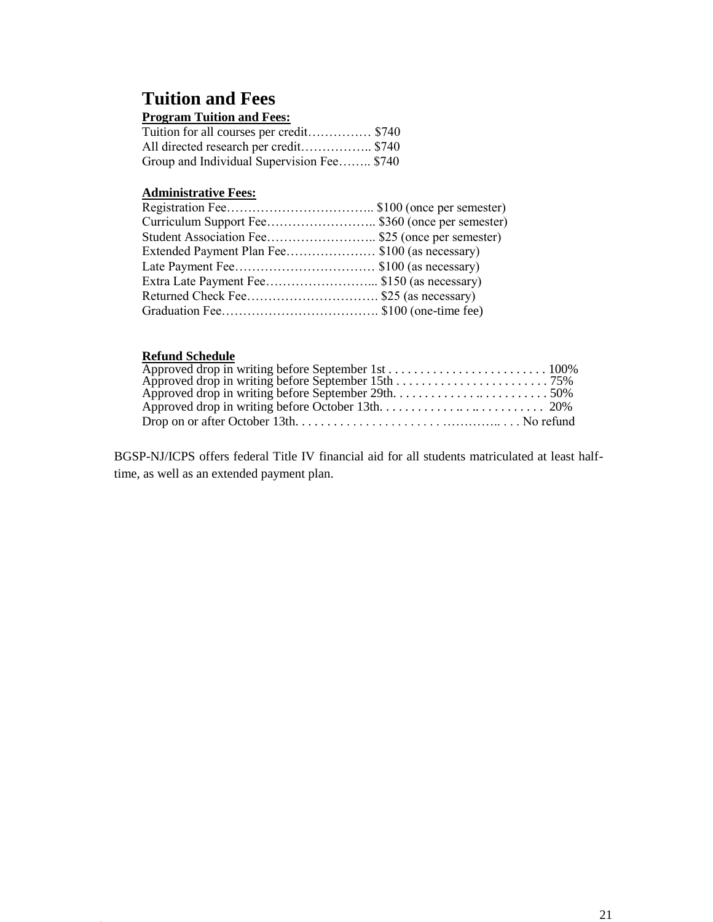# Tuition and Fees

**Program Tuition and Fees:**

Tuition for all courses per credit…………… $740
All directed research per credit…………….. $740
Group and Individual Supervision Fee…….. $740

**Administrative Fees:**

Registration Fee…………………………….. $100 (once per semester)
Curriculum Support Fee…………………….. $360 (once per semester)
Student Association Fee…………………….. $25 (once per semester)
Extended Payment Plan Fee………………… $100 (as necessary)
Late Payment Fee…………………………… $100 (as necessary)
Extra Late Payment Fee……………………... $150 (as necessary)
Returned Check Fee…………………………. $25 (as necessary)
Graduation Fee………………………………. $100 (one-time fee)

**Refund Schedule**

Approved drop in writing before September 1st . . . . . . . . . . . . . . . . . . . . . . . . . 100%
Approved drop in writing before September 15th . . . . . . . . . . . . . . . . . . . . . . . . 75%
Approved drop in writing before September 29th. . . . . . . . . . . . . .. . . . . . . . . . . 50%
Approved drop in writing before October 13th. . . . . . . . . . . . . .. . .. . . . . . . . . . 20%
Drop on or after October 13th. . . . . . . . . . . . . . . . . . . . . . . . . .…..…….. . . . No refund

BGSP-NJ/ICPS offers federal Title IV financial aid for all students matriculated at least half-time, as well as an extended payment plan.